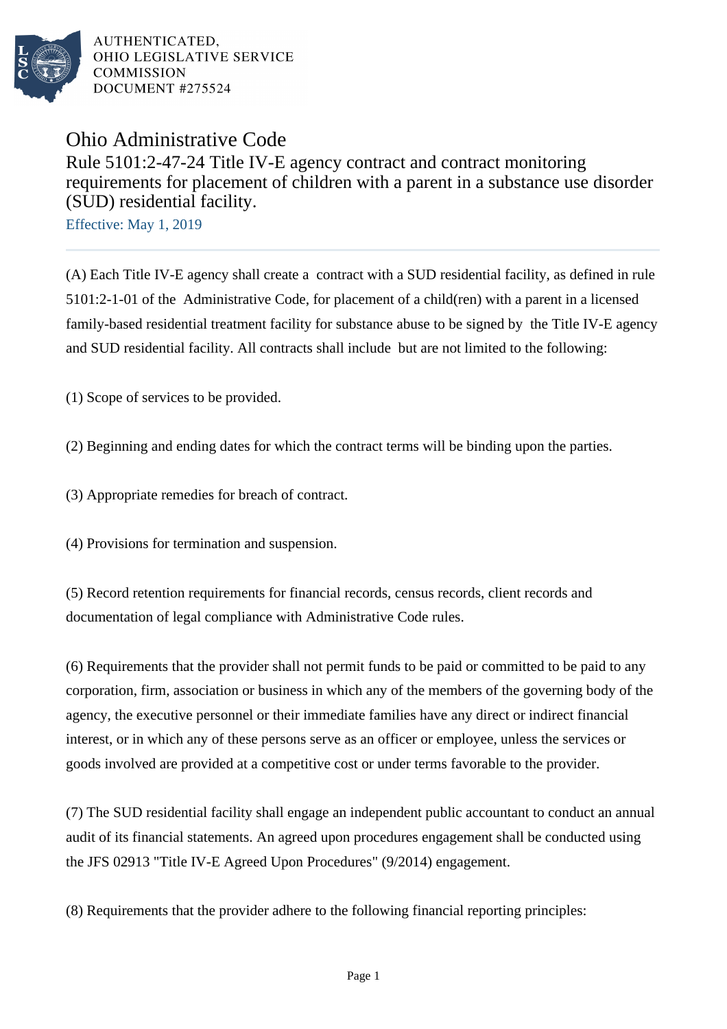AUTHENTICATED,
OHIO LEGISLATIVE SERVICE
COMMISSION
DOCUMENT #275524

# Ohio Administrative Code

## Rule 5101:2-47-24 Title IV-E agency contract and contract monitoring requirements for placement of children with a parent in a substance use disorder (SUD) residential facility.

Effective: May 1, 2019

(A) Each Title IV-E agency shall create a contract with a SUD residential facility, as defined in rule 5101:2-1-01 of the Administrative Code, for placement of a child(ren) with a parent in a licensed family-based residential treatment facility for substance abuse to be signed by the Title IV-E agency and SUD residential facility. All contracts shall include but are not limited to the following:

(1) Scope of services to be provided.

(2) Beginning and ending dates for which the contract terms will be binding upon the parties.

(3) Appropriate remedies for breach of contract.

(4) Provisions for termination and suspension.

(5) Record retention requirements for financial records, census records, client records and documentation of legal compliance with Administrative Code rules.

(6) Requirements that the provider shall not permit funds to be paid or committed to be paid to any corporation, firm, association or business in which any of the members of the governing body of the agency, the executive personnel or their immediate families have any direct or indirect financial interest, or in which any of these persons serve as an officer or employee, unless the services or goods involved are provided at a competitive cost or under terms favorable to the provider.

(7) The SUD residential facility shall engage an independent public accountant to conduct an annual audit of its financial statements. An agreed upon procedures engagement shall be conducted using the JFS 02913 "Title IV-E Agreed Upon Procedures" (9/2014) engagement.

(8) Requirements that the provider adhere to the following financial reporting principles: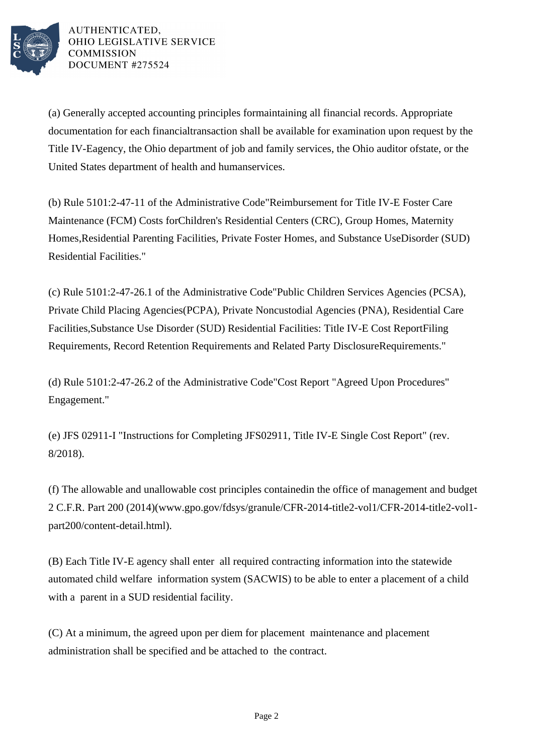(a) Generally accepted accounting principles formaintaining all financial records. Appropriate documentation for each financialtransaction shall be available for examination upon request by the Title IV-Eagency, the Ohio department of job and family services, the Ohio auditor ofstate, or the United States department of health and humanservices.

(b) Rule 5101:2-47-11 of the Administrative Code"Reimbursement for Title IV-E Foster Care Maintenance (FCM) Costs forChildren's Residential Centers (CRC), Group Homes, Maternity Homes,Residential Parenting Facilities, Private Foster Homes, and Substance UseDisorder (SUD) Residential Facilities."

(c) Rule 5101:2-47-26.1 of the Administrative Code"Public Children Services Agencies (PCSA), Private Child Placing Agencies(PCPA), Private Noncustodial Agencies (PNA), Residential Care Facilities,Substance Use Disorder (SUD) Residential Facilities: Title IV-E Cost ReportFiling Requirements, Record Retention Requirements and Related Party DisclosureRequirements."

(d) Rule 5101:2-47-26.2 of the Administrative Code"Cost Report "Agreed Upon Procedures" Engagement."

(e) JFS 02911-I "Instructions for Completing JFS02911, Title IV-E Single Cost Report" (rev. 8/2018).

(f) The allowable and unallowable cost principles containedin the office of management and budget 2 C.F.R. Part 200 (2014)(www.gpo.gov/fdsys/granule/CFR-2014-title2-vol1/CFR-2014-title2-vol1-part200/content-detail.html).

(B) Each Title IV-E agency shall enter all required contracting information into the statewide automated child welfare information system (SACWIS) to be able to enter a placement of a child with a parent in a SUD residential facility.

(C) At a minimum, the agreed upon per diem for placement maintenance and placement administration shall be specified and be attached to the contract.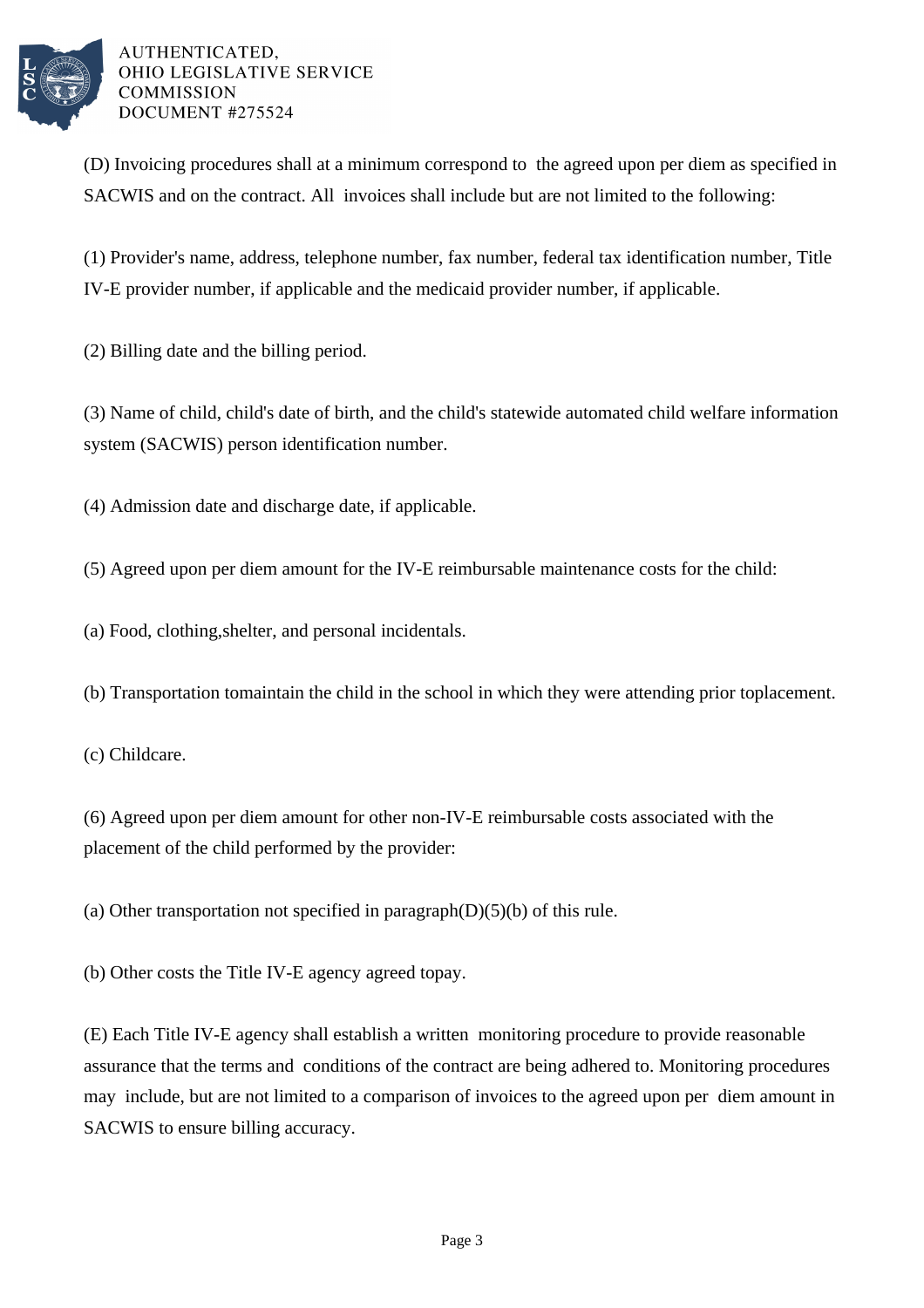(D) Invoicing procedures shall at a minimum correspond to the agreed upon per diem as specified in SACWIS and on the contract. All invoices shall include but are not limited to the following:

(1) Provider's name, address, telephone number, fax number, federal tax identification number, Title IV-E provider number, if applicable and the medicaid provider number, if applicable.

(2) Billing date and the billing period.

(3) Name of child, child's date of birth, and the child's statewide automated child welfare information system (SACWIS) person identification number.

(4) Admission date and discharge date, if applicable.

(5) Agreed upon per diem amount for the IV-E reimbursable maintenance costs for the child:

(a) Food, clothing,shelter, and personal incidentals.

(b) Transportation tomaintain the child in the school in which they were attending prior toplacement.

(c) Childcare.

(6) Agreed upon per diem amount for other non-IV-E reimbursable costs associated with the placement of the child performed by the provider:

(a) Other transportation not specified in paragraph(D)(5)(b) of this rule.

(b) Other costs the Title IV-E agency agreed topay.

(E) Each Title IV-E agency shall establish a written monitoring procedure to provide reasonable assurance that the terms and conditions of the contract are being adhered to. Monitoring procedures may include, but are not limited to a comparison of invoices to the agreed upon per diem amount in SACWIS to ensure billing accuracy.